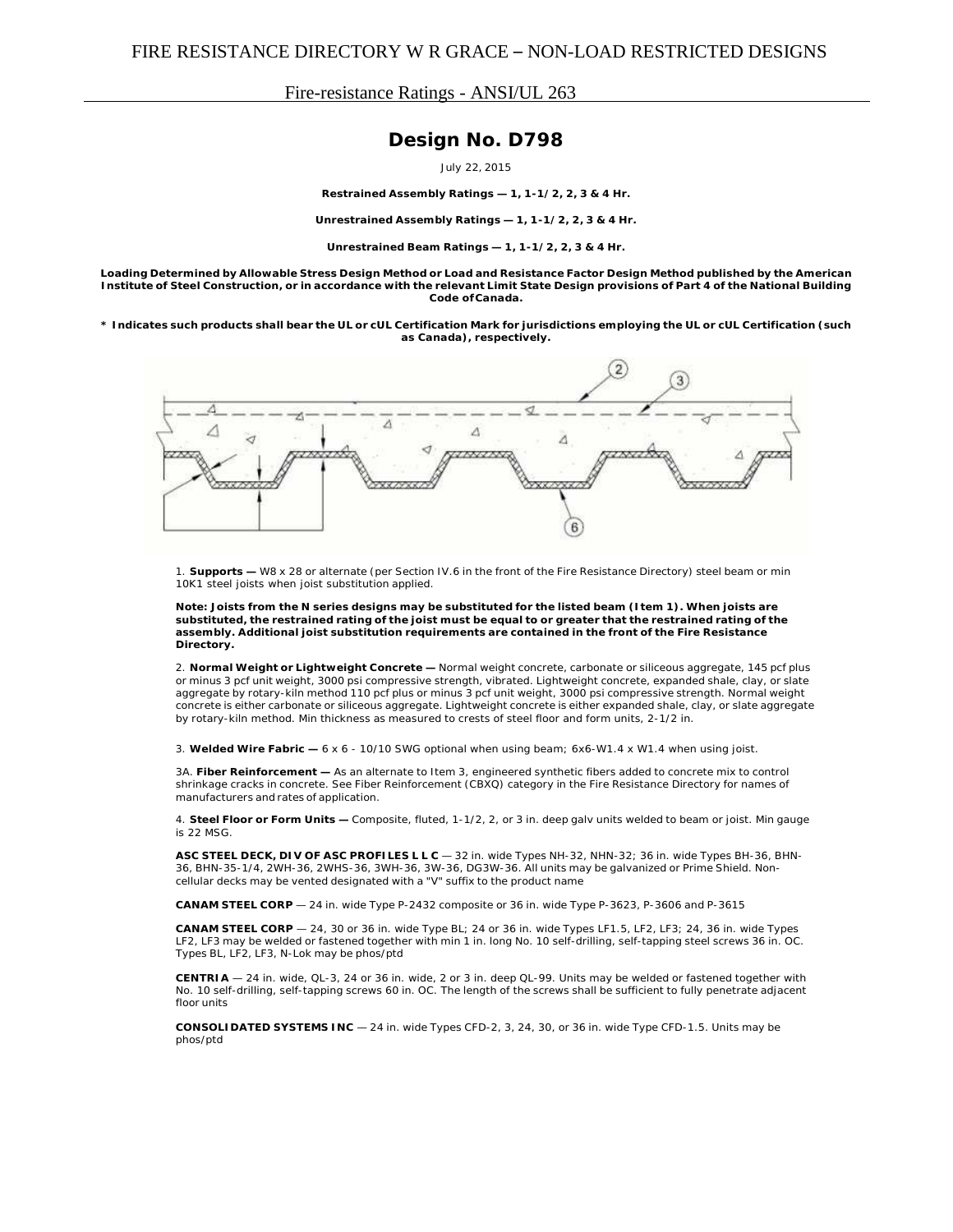FIRE RESISTANCE DIRECTORY W R GRACE – NON-LOAD RESTRICTED DESIGNS

Fire-resistance Ratings - ANSI/UL 263

# Design No. D798

July 22, 2015

**Restrained Assembly Ratings — 1, 1-1/2, 2, 3 & 4 Hr.**

**Unrestrained Assembly Ratings — 1, 1-1/2, 2, 3 & 4 Hr.**

**Unrestrained Beam Ratings — 1, 1-1/2, 2, 3 & 4 Hr.**

**Loading Determined by Allowable Stress Design Method or Load and Resistance Factor Design Method published by the American Institute of Steel Construction, or in accordance with the relevant Limit State Design provisions of Part 4 of the National Building Code of Canada.**

**\* Indicates such products shall bear the UL or cUL Certification Mark for jurisdictions employing the UL or cUL Certification (such as Canada), respectively.**

1. **Supports —** W8 x 28 or alternate (per Section IV.6 in the front of the Fire Resistance Directory) steel beam or min 10K1 steel joists when joist substitution applied.

**Note: Joists from the N series designs may be substituted for the listed beam (Item 1). When joists are substituted, the restrained rating of the joist must be equal to or greater that the restrained rating of the assembly. Additional joist substitution requirements are contained in the front of the Fire Resistance Directory.**

2. **Normal Weight or Lightweight Concrete —** Normal weight concrete, carbonate or siliceous aggregate, 145 pcf plus or minus 3 pcf unit weight, 3000 psi compressive strength, vibrated. Lightweight concrete, expanded shale, clay, or slate aggregate by rotary-kiln method 110 pcf plus or minus 3 pcf unit weight, 3000 psi compressive strength. Normal weight concrete is either carbonate or siliceous aggregate. Lightweight concrete is either expanded shale, clay, or slate aggregate by rotary-kiln method. Min thickness as measured to crests of steel floor and form units, 2-1/2 in.

3. **Welded Wire Fabric —** 6 x 6 - 10/10 SWG optional when using beam; 6x6-W1.4 x W1.4 when using joist.

3A. **Fiber Reinforcement —** As an alternate to Item 3, engineered synthetic fibers added to concrete mix to control shrinkage cracks in concrete. See Fiber Reinforcement (CBXQ) category in the Fire Resistance Directory for names of manufacturers and rates of application.

4. **Steel Floor or Form Units —** Composite, fluted, 1-1/2, 2, or 3 in. deep galv units welded to beam or joist. Min gauge is 22 MSG.

**ASC STEEL DECK, DIV OF ASC PROFILES L L C** — 32 in. wide Types NH-32, NHN-32; 36 in. wide Types BH-36, BHN-36, BHN-35-1/4, 2WH-36, 2WHS-36, 3WH-36, 3W-36, DG3W-36. All units may be galvanized or Prime Shield. Non-cellular decks may be vented designated with a "V" suffix to the product name

**CANAM STEEL CORP** — 24 in. wide Type P-2432 composite or 36 in. wide Type P-3623, P-3606 and P-3615

**CANAM STEEL CORP** — 24, 30 or 36 in. wide Type BL; 24 or 36 in. wide Types LF1.5, LF2, LF3; 24, 36 in. wide Types LF2, LF3 may be welded or fastened together with min 1 in. long No. 10 self-drilling, self-tapping steel screws 36 in. OC. Types BL, LF2, LF3, N-Lok may be phos/ptd

**CENTRIA** — 24 in. wide, QL-3, 24 or 36 in. wide, 2 or 3 in. deep QL-99. Units may be welded or fastened together with No. 10 self-drilling, self-tapping screws 60 in. OC. The length of the screws shall be sufficient to fully penetrate adjacent floor units

**CONSOLIDATED SYSTEMS INC** — 24 in. wide Types CFD-2, 3, 24, 30, or 36 in. wide Type CFD-1.5. Units may be phos/ptd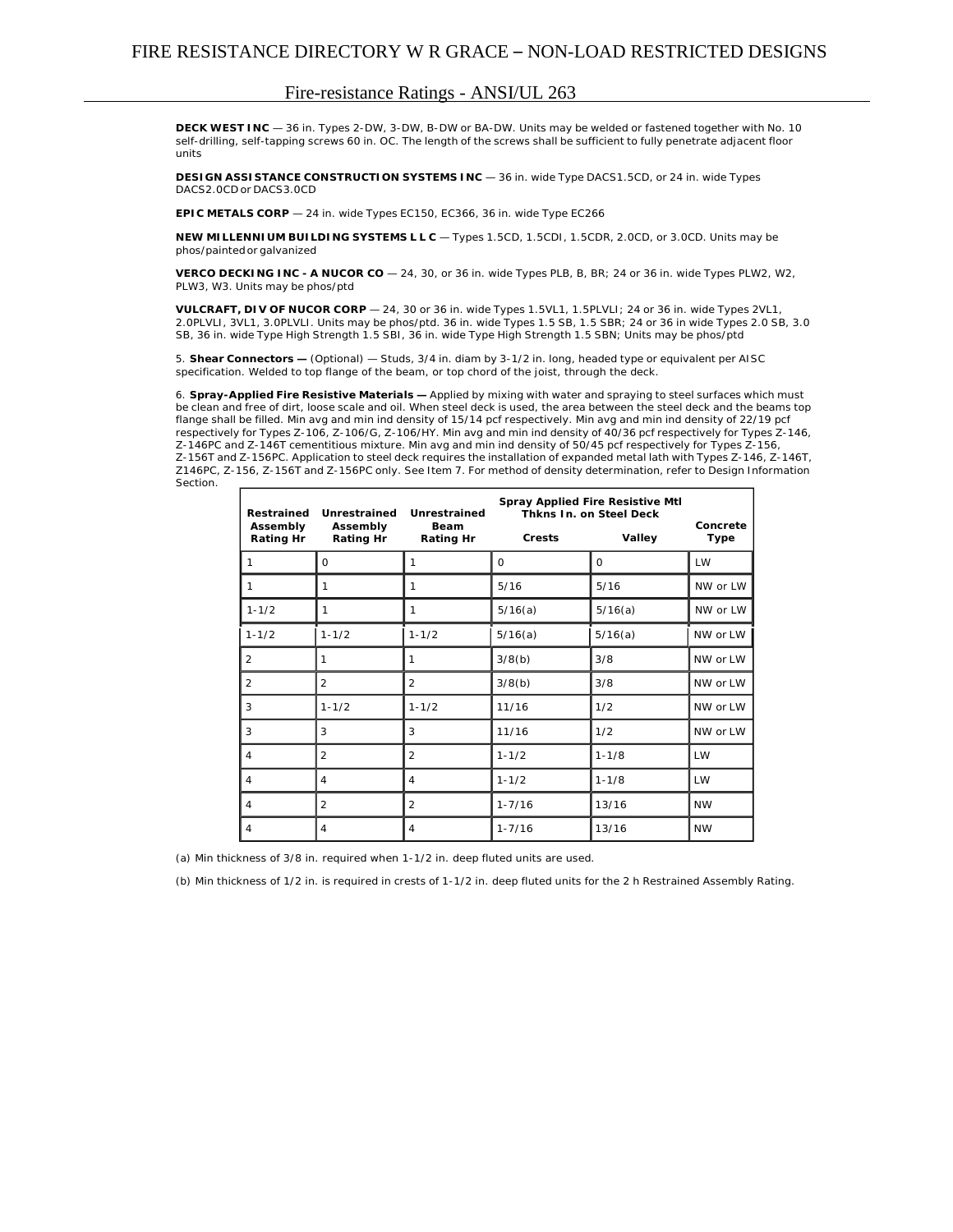**DECK WEST INC** — 36 in. Types 2-DW, 3-DW, B-DW or BA-DW. Units may be welded or fastened together with No. 10 self-drilling, self-tapping screws 60 in. OC. The length of the screws shall be sufficient to fully penetrate adjacent floor units

**DESIGN ASSISTANCE CONSTRUCTION SYSTEMS INC** — 36 in. wide Type DACS1.5CD, or 24 in. wide Types DACS2.0CD or DACS3.0CD

**EPIC METALS CORP** — 24 in. wide Types EC150, EC366, 36 in. wide Type EC266

**NEW MILLENNIUM BUILDING SYSTEMS L L C** — Types 1.5CD, 1.5CDI, 1.5CDR, 2.0CD, or 3.0CD. Units may be phos/painted or galvanized

**VERCO DECKING INC - A NUCOR CO** — 24, 30, or 36 in. wide Types PLB, B, BR; 24 or 36 in. wide Types PLW2, W2, PLW3, W3. Units may be phos/ptd

**VULCRAFT, DIV OF NUCOR CORP** — 24, 30 or 36 in. wide Types 1.5VL1, 1.5PLVLI; 24 or 36 in. wide Types 2VL1, 2.0PLVLI, 3VL1, 3.0PLVLI. Units may be phos/ptd. 36 in. wide Types 1.5 SB, 1.5 SBR; 24 or 36 in wide Types 2.0 SB, 3.0 SB, 36 in. wide Type High Strength 1.5 SBI, 36 in. wide Type High Strength 1.5 SBN; Units may be phos/ptd

5. **Shear Connectors —** (Optional) — Studs, 3/4 in. diam by 3-1/2 in. long, headed type or equivalent per AISC specification. Welded to top flange of the beam, or top chord of the joist, through the deck.

6. **Spray-Applied Fire Resistive Materials —** Applied by mixing with water and spraying to steel surfaces which must be clean and free of dirt, loose scale and oil. When steel deck is used, the area between the steel deck and the beams top flange shall be filled. Min avg and min ind density of 15/14 pcf respectively. Min avg and min ind density of 22/19 pcf respectively for Types Z-106, Z-106/G, Z-106/HY. Min avg and min ind density of 40/36 pcf respectively for Types Z-146, Z-146PC and Z-146T cementitious mixture. Min avg and min ind density of 50/45 pcf respectively for Types Z-156, Z-156T and Z-156PC. Application to steel deck requires the installation of expanded metal lath with Types Z-146, Z-146T, Z146PC, Z-156, Z-156T and Z-156PC only. See Item 7. For method of density determination, refer to Design Information Section.

| Restrained Assembly Rating Hr | Unrestrained Assembly Rating Hr | Unrestrained Beam Rating Hr | Spray Applied Fire Resistive Mtl Thkns In. on Steel Deck | | Concrete Type |
|---|---|---|---|---|---|
| | | | Crests | Valley | |
| 1 | 0 | 1 | 0 | 0 | LW |
| 1 | 1 | 1 | 5/16 | 5/16 | NW or LW |
| 1-1/2 | 1 | 1 | 5/16(a) | 5/16(a) | NW or LW |
| 1-1/2 | 1-1/2 | 1-1/2 | 5/16(a) | 5/16(a) | NW or LW |
| 2 | 1 | 1 | 3/8(b) | 3/8 | NW or LW |
| 2 | 2 | 2 | 3/8(b) | 3/8 | NW or LW |
| 3 | 1-1/2 | 1-1/2 | 11/16 | 1/2 | NW or LW |
| 3 | 3 | 3 | 11/16 | 1/2 | NW or LW |
| 4 | 2 | 2 | 1-1/2 | 1-1/8 | LW |
| 4 | 4 | 4 | 1-1/2 | 1-1/8 | LW |
| 4 | 2 | 2 | 1-7/16 | 13/16 | NW |
| 4 | 4 | 4 | 1-7/16 | 13/16 | NW |

(a) Min thickness of 3/8 in. required when 1-1/2 in. deep fluted units are used.

(b) Min thickness of 1/2 in. is required in crests of 1-1/2 in. deep fluted units for the 2 h Restrained Assembly Rating.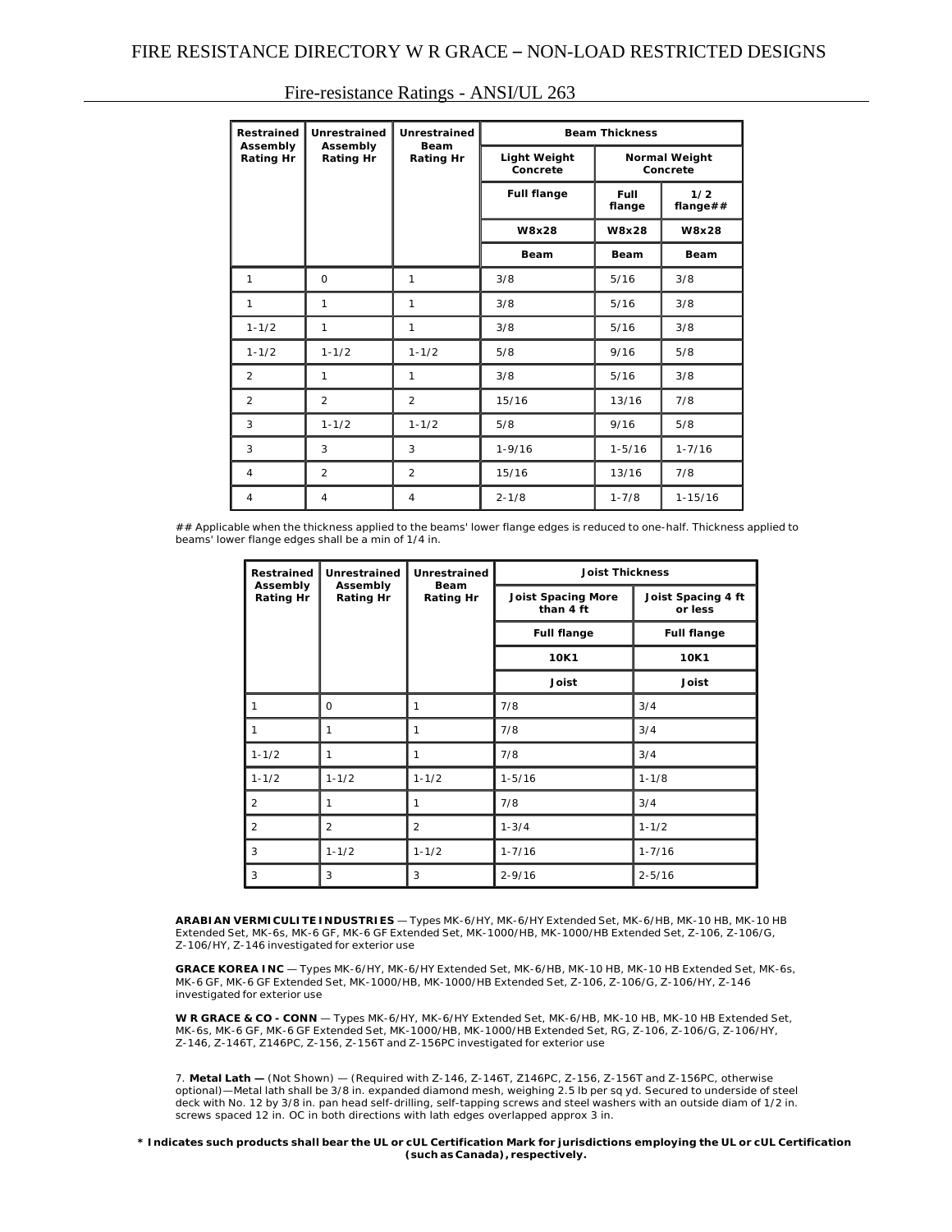# FIRE RESISTANCE DIRECTORY W R GRACE – NON-LOAD RESTRICTED DESIGNS

## Fire-resistance Ratings - ANSI/UL 263

| Restrained Assembly Rating Hr | Unrestrained Assembly Rating Hr | Unrestrained Beam Rating Hr | Beam Thickness | | |
|---|---|---|---|---|---|
| | | | Light Weight Concrete | Normal Weight Concrete | |
| | | | Full flange | Full flange | 1/2 flange## |
| | | | W8x28 | W8x28 | W8x28 |
| | | | Beam | Beam | Beam |
| 1 | 0 | 1 | 3/8 | 5/16 | 3/8 |
| 1 | 1 | 1 | 3/8 | 5/16 | 3/8 |
| 1-1/2 | 1 | 1 | 3/8 | 5/16 | 3/8 |
| 1-1/2 | 1-1/2 | 1-1/2 | 5/8 | 9/16 | 5/8 |
| 2 | 1 | 1 | 3/8 | 5/16 | 3/8 |
| 2 | 2 | 2 | 15/16 | 13/16 | 7/8 |
| 3 | 1-1/2 | 1-1/2 | 5/8 | 9/16 | 5/8 |
| 3 | 3 | 3 | 1-9/16 | 1-5/16 | 1-7/16 |
| 4 | 2 | 2 | 15/16 | 13/16 | 7/8 |
| 4 | 4 | 4 | 2-1/8 | 1-7/8 | 1-15/16 |

## Applicable when the thickness applied to the beams' lower flange edges is reduced to one-half. Thickness applied to beams' lower flange edges shall be a min of 1/4 in.

| Restrained Assembly Rating Hr | Unrestrained Assembly Rating Hr | Unrestrained Beam Rating Hr | Joist Thickness | |
|---|---|---|---|---|
| | | | Joist Spacing More than 4 ft | Joist Spacing 4 ft or less |
| | | | Full flange | Full flange |
| | | | 10K1 | 10K1 |
| | | | Joist | Joist |
| 1 | 0 | 1 | 7/8 | 3/4 |
| 1 | 1 | 1 | 7/8 | 3/4 |
| 1-1/2 | 1 | 1 | 7/8 | 3/4 |
| 1-1/2 | 1-1/2 | 1-1/2 | 1-5/16 | 1-1/8 |
| 2 | 1 | 1 | 7/8 | 3/4 |
| 2 | 2 | 2 | 1-3/4 | 1-1/2 |
| 3 | 1-1/2 | 1-1/2 | 1-7/16 | 1-7/16 |
| 3 | 3 | 3 | 2-9/16 | 2-5/16 |

**ARABIAN VERMICULITE INDUSTRIES** — Types MK-6/HY, MK-6/HY Extended Set, MK-6/HB, MK-10 HB, MK-10 HB Extended Set, MK-6s, MK-6 GF, MK-6 GF Extended Set, MK-1000/HB, MK-1000/HB Extended Set, Z-106, Z-106/G, Z-106/HY, Z-146 investigated for exterior use

**GRACE KOREA INC** — Types MK-6/HY, MK-6/HY Extended Set, MK-6/HB, MK-10 HB, MK-10 HB Extended Set, MK-6s, MK-6 GF, MK-6 GF Extended Set, MK-1000/HB, MK-1000/HB Extended Set, Z-106, Z-106/G, Z-106/HY, Z-146 investigated for exterior use

**W R GRACE & CO - CONN** — Types MK-6/HY, MK-6/HY Extended Set, MK-6/HB, MK-10 HB, MK-10 HB Extended Set, MK-6s, MK-6 GF, MK-6 GF Extended Set, MK-1000/HB, MK-1000/HB Extended Set, RG, Z-106, Z-106/G, Z-106/HY, Z-146, Z-146T, Z146PC, Z-156, Z-156T and Z-156PC investigated for exterior use

7. **Metal Lath —** (Not Shown) — (Required with Z-146, Z-146T, Z146PC, Z-156, Z-156T and Z-156PC, otherwise optional)—Metal lath shall be 3/8 in. expanded diamond mesh, weighing 2.5 lb per sq yd. Secured to underside of steel deck with No. 12 by 3/8 in. pan head self-drilling, self-tapping screws and steel washers with an outside diam of 1/2 in. screws spaced 12 in. OC in both directions with lath edges overlapped approx 3 in.

**\* Indicates such products shall bear the UL or cUL Certification Mark for jurisdictions employing the UL or cUL Certification (such as Canada), respectively.**